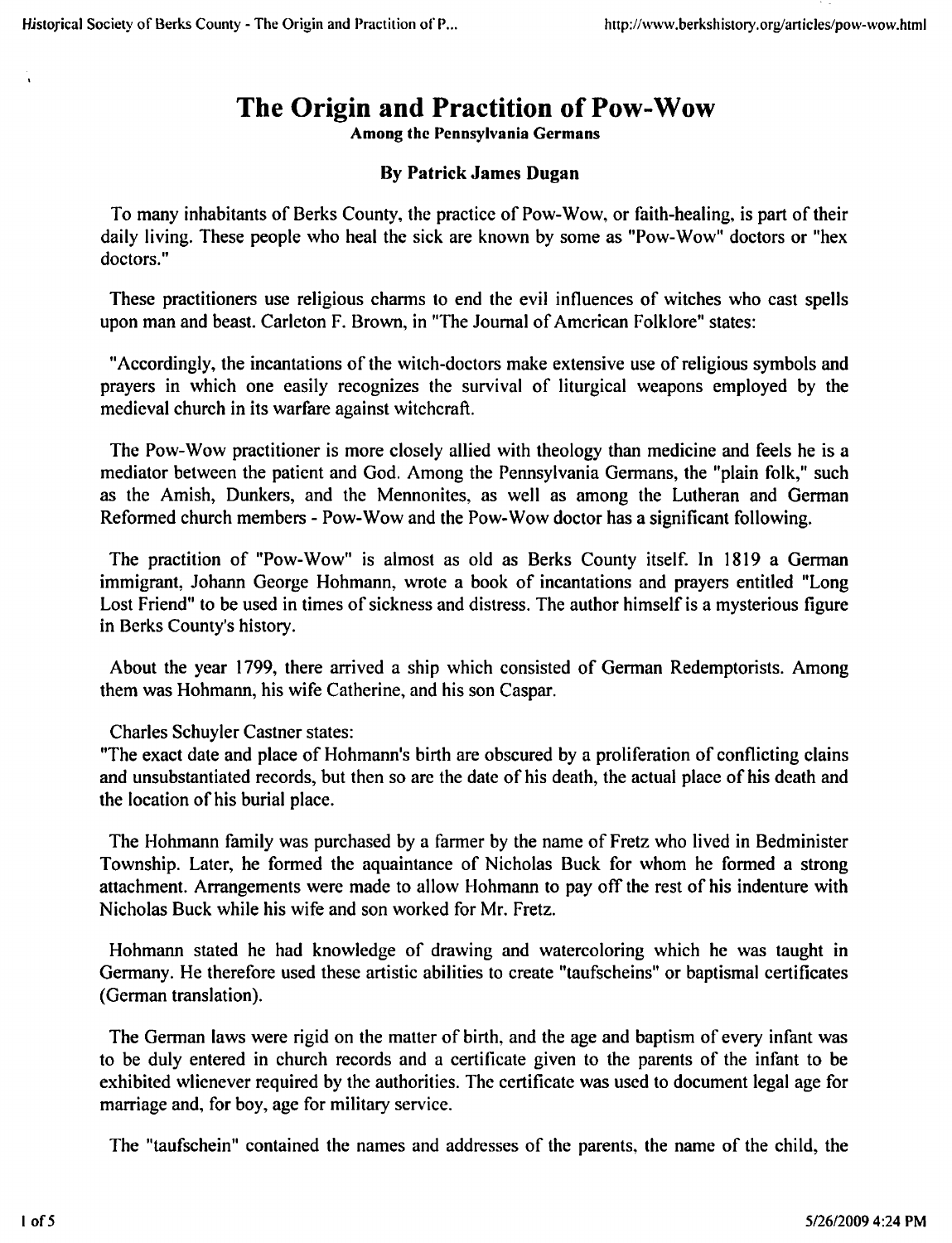# The Origin and Practition of Pow-Wow

**Among the Pennsylvania Germans**

**By Patrick James Dugan**

To many inhabitants of Berks County, the practice of Pow-Wow, or faith-healing, is part of their daily living. These people who heal the sick are known by some as "Pow-Wow" doctors or "hex doctors."

These practitioners use religious charms to end the evil influences of witches who cast spells upon man and beast. Carleton F. Brown, in "The Journal of American Folklore" states:

"Accordingly, the incantations of the witch-doctors make extensive use of religious symbols and prayers in which one easily recognizes the survival of liturgical weapons employed by the medieval church in its warfare against witchcraft.

The Pow-Wow practitioner is more closely allied with theology than medicine and feels he is a mediator between the patient and God. Among the Pennsylvania Germans, the "plain folk," such as the Amish, Dunkers, and the Mennonites, as well as among the Lutheran and German Reformed church members - Pow-Wow and the Pow-Wow doctor has a significant following.

The practition of "Pow-Wow" is almost as old as Berks County itself. In 1819 a German immigrant, Johann George Hohmann, wrote a book of incantations and prayers entitled "Long Lost Friend" to be used in times of sickness and distress. The author himself is a mysterious figure in Berks County's history.

About the year 1799, there arrived a ship which consisted of German Redemptorists. Among them was Hohmann, his wife Catherine, and his son Caspar.

Charles Schuyler Castner states:
"The exact date and place of Hohmann's birth are obscured by a proliferation of conflicting clains and unsubstantiated records, but then so are the date of his death, the actual place of his death and the location of his burial place.

The Hohmann family was purchased by a farmer by the name of Fretz who lived in Bedminister Township. Later, he formed the aquaintance of Nicholas Buck for whom he formed a strong attachment. Arrangements were made to allow Hohmann to pay off the rest of his indenture with Nicholas Buck while his wife and son worked for Mr. Fretz.

Hohmann stated he had knowledge of drawing and watercoloring which he was taught in Germany. He therefore used these artistic abilities to create "taufscheins" or baptismal certificates (German translation).

The German laws were rigid on the matter of birth, and the age and baptism of every infant was to be duly entered in church records and a certificate given to the parents of the infant to be exhibited whenever required by the authorities. The certificate was used to document legal age for marriage and, for boy, age for military service.

The "taufschein" contained the names and addresses of the parents, the name of the child, the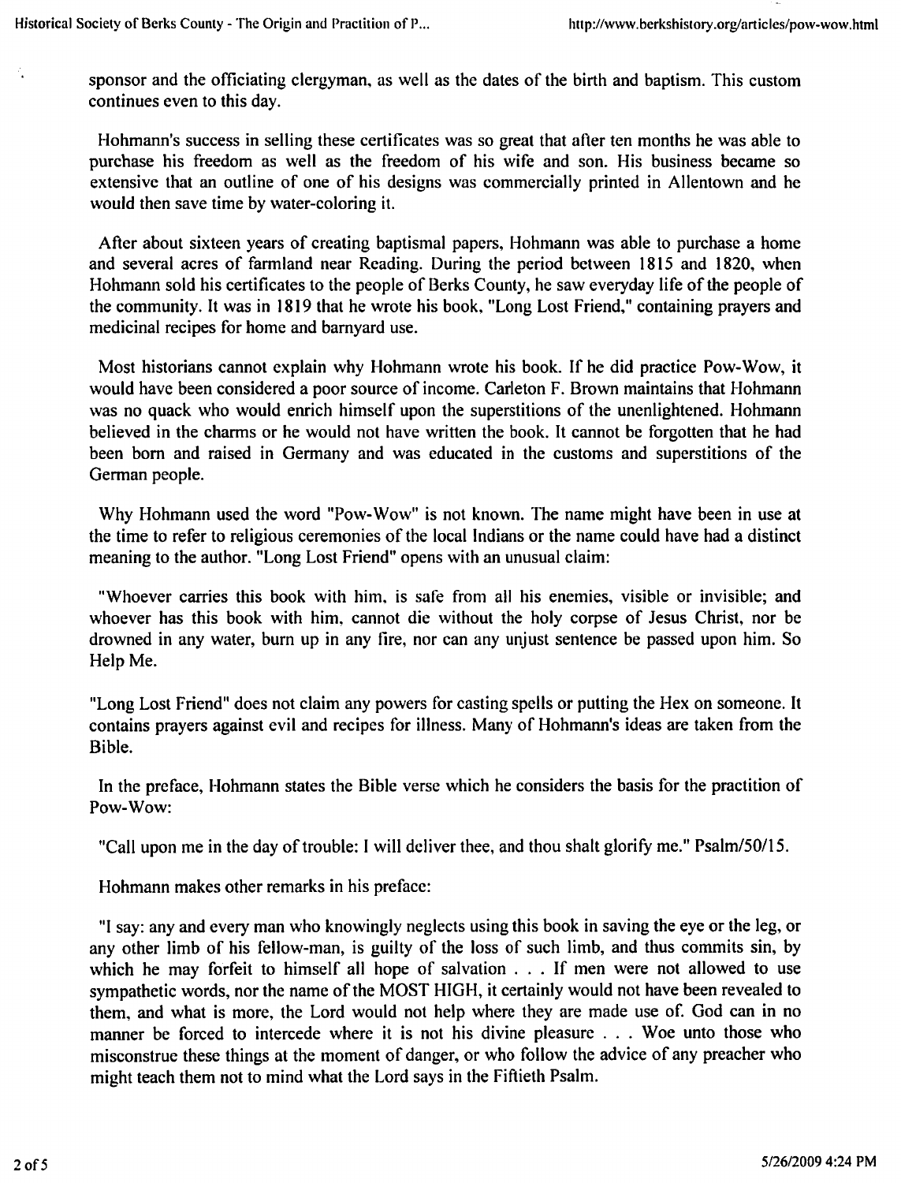sponsor and the officiating clergyman, as well as the dates of the birth and baptism. This custom continues even to this day.

Hohmann's success in selling these certificates was so great that after ten months he was able to purchase his freedom as well as the freedom of his wife and son. His business became so extensive that an outline of one of his designs was commercially printed in Allentown and he would then save time by water-coloring it.

After about sixteen years of creating baptismal papers, Hohmann was able to purchase a home and several acres of farmland near Reading. During the period between 1815 and 1820, when Hohmann sold his certificates to the people of Berks County, he saw everyday life of the people of the community. It was in 1819 that he wrote his book, "Long Lost Friend," containing prayers and medicinal recipes for home and barnyard use.

Most historians cannot explain why Hohmann wrote his book. If he did practice Pow-Wow, it would have been considered a poor source of income. Carleton F. Brown maintains that Hohmann was no quack who would enrich himself upon the superstitions of the unenlightened. Hohmann believed in the charms or he would not have written the book. It cannot be forgotten that he had been born and raised in Germany and was educated in the customs and superstitions of the German people.

Why Hohmann used the word "Pow-Wow" is not known. The name might have been in use at the time to refer to religious ceremonies of the local Indians or the name could have had a distinct meaning to the author. "Long Lost Friend" opens with an unusual claim:

"Whoever carries this book with him, is safe from all his enemies, visible or invisible; and whoever has this book with him, cannot die without the holy corpse of Jesus Christ, nor be drowned in any water, burn up in any fire, nor can any unjust sentence be passed upon him. So Help Me.

"Long Lost Friend" does not claim any powers for casting spells or putting the Hex on someone. It contains prayers against evil and recipes for illness. Many of Hohmann's ideas are taken from the Bible.

In the preface, Hohmann states the Bible verse which he considers the basis for the practition of Pow-Wow:

"Call upon me in the day of trouble: I will deliver thee, and thou shalt glorify me." Psalm/50/15.

Hohmann makes other remarks in his preface:

"I say: any and every man who knowingly neglects using this book in saving the eye or the leg, or any other limb of his fellow-man, is guilty of the loss of such limb, and thus commits sin, by which he may forfeit to himself all hope of salvation . . . If men were not allowed to use sympathetic words, nor the name of the MOST HIGH, it certainly would not have been revealed to them, and what is more, the Lord would not help where they are made use of. God can in no manner be forced to intercede where it is not his divine pleasure . . . Woe unto those who misconstrue these things at the moment of danger, or who follow the advice of any preacher who might teach them not to mind what the Lord says in the Fiftieth Psalm.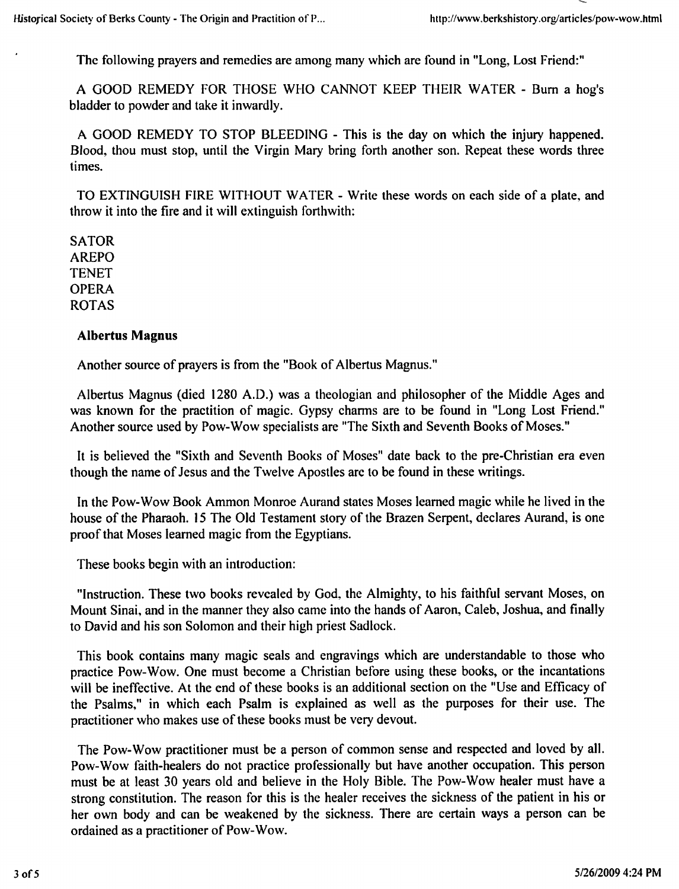The following prayers and remedies are among many which are found in "Long, Lost Friend:"

A GOOD REMEDY FOR THOSE WHO CANNOT KEEP THEIR WATER - Burn a hog's bladder to powder and take it inwardly.

A GOOD REMEDY TO STOP BLEEDING - This is the day on which the injury happened. Blood, thou must stop, until the Virgin Mary bring forth another son. Repeat these words three times.

TO EXTINGUISH FIRE WITHOUT WATER - Write these words on each side of a plate, and throw it into the fire and it will extinguish forthwith:

SATOR
AREPO
TENET
OPERA
ROTAS

### Albertus Magnus

Another source of prayers is from the "Book of Albertus Magnus."

Albertus Magnus (died 1280 A.D.) was a theologian and philosopher of the Middle Ages and was known for the practition of magic. Gypsy charms are to be found in "Long Lost Friend." Another source used by Pow-Wow specialists are "The Sixth and Seventh Books of Moses."

It is believed the "Sixth and Seventh Books of Moses" date back to the pre-Christian era even though the name of Jesus and the Twelve Apostles are to be found in these writings.

In the Pow-Wow Book Ammon Monroe Aurand states Moses learned magic while he lived in the house of the Pharaoh. 15 The Old Testament story of the Brazen Serpent, declares Aurand, is one proof that Moses learned magic from the Egyptians.

These books begin with an introduction:

"Instruction. These two books revealed by God, the Almighty, to his faithful servant Moses, on Mount Sinai, and in the manner they also came into the hands of Aaron, Caleb, Joshua, and finally to David and his son Solomon and their high priest Sadlock.

This book contains many magic seals and engravings which are understandable to those who practice Pow-Wow. One must become a Christian before using these books, or the incantations will be ineffective. At the end of these books is an additional section on the "Use and Efficacy of the Psalms," in which each Psalm is explained as well as the purposes for their use. The practitioner who makes use of these books must be very devout.

The Pow-Wow practitioner must be a person of common sense and respected and loved by all. Pow-Wow faith-healers do not practice professionally but have another occupation. This person must be at least 30 years old and believe in the Holy Bible. The Pow-Wow healer must have a strong constitution. The reason for this is the healer receives the sickness of the patient in his or her own body and can be weakened by the sickness. There are certain ways a person can be ordained as a practitioner of Pow-Wow.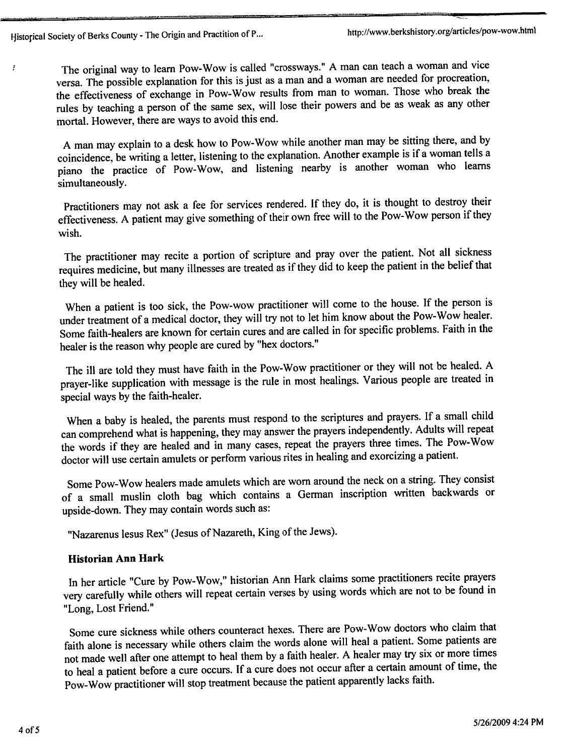The original way to learn Pow-Wow is called "crossways." A man can teach a woman and vice versa. The possible explanation for this is just as a man and a woman are needed for procreation, the effectiveness of exchange in Pow-Wow results from man to woman. Those who break the rules by teaching a person of the same sex, will lose their powers and be as weak as any other mortal. However, there are ways to avoid this end.

A man may explain to a desk how to Pow-Wow while another man may be sitting there, and by coincidence, be writing a letter, listening to the explanation. Another example is if a woman tells a piano the practice of Pow-Wow, and listening nearby is another woman who learns simultaneously.

Practitioners may not ask a fee for services rendered. If they do, it is thought to destroy their effectiveness. A patient may give something of their own free will to the Pow-Wow person if they wish.

The practitioner may recite a portion of scripture and pray over the patient. Not all sickness requires medicine, but many illnesses are treated as if they did to keep the patient in the belief that they will be healed.

When a patient is too sick, the Pow-wow practitioner will come to the house. If the person is under treatment of a medical doctor, they will try not to let him know about the Pow-Wow healer. Some faith-healers are known for certain cures and are called in for specific problems. Faith in the healer is the reason why people are cured by "hex doctors."

The ill are told they must have faith in the Pow-Wow practitioner or they will not be healed. A prayer-like supplication with message is the rule in most healings. Various people are treated in special ways by the faith-healer.

When a baby is healed, the parents must respond to the scriptures and prayers. If a small child can comprehend what is happening, they may answer the prayers independently. Adults will repeat the words if they are healed and in many cases, repeat the prayers three times. The Pow-Wow doctor will use certain amulets or perform various rites in healing and exorcizing a patient.

Some Pow-Wow healers made amulets which are worn around the neck on a string. They consist of a small muslin cloth bag which contains a German inscription written backwards or upside-down. They may contain words such as:

"Nazarenus Iesus Rex" (Jesus of Nazareth, King of the Jews).

### Historian Ann Hark

In her article "Cure by Pow-Wow," historian Ann Hark claims some practitioners recite prayers very carefully while others will repeat certain verses by using words which are not to be found in "Long, Lost Friend."

Some cure sickness while others counteract hexes. There are Pow-Wow doctors who claim that faith alone is necessary while others claim the words alone will heal a patient. Some patients are not made well after one attempt to heal them by a faith healer. A healer may try six or more times to heal a patient before a cure occurs. If a cure does not occur after a certain amount of time, the Pow-Wow practitioner will stop treatment because the patient apparently lacks faith.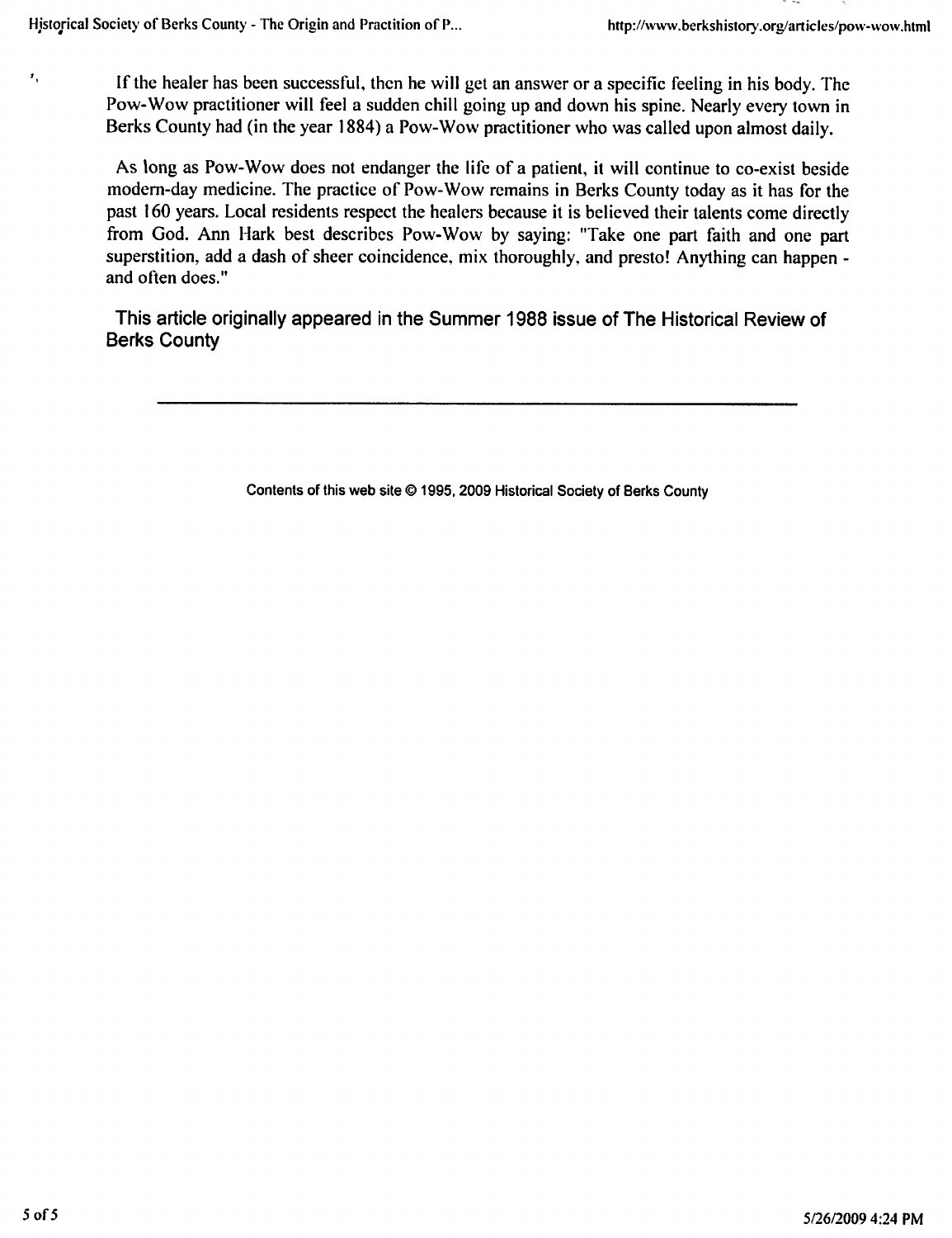If the healer has been successful, then he will get an answer or a specific feeling in his body. The Pow-Wow practitioner will feel a sudden chill going up and down his spine. Nearly every town in Berks County had (in the year 1884) a Pow-Wow practitioner who was called upon almost daily.

As long as Pow-Wow does not endanger the life of a patient, it will continue to co-exist beside modern-day medicine. The practice of Pow-Wow remains in Berks County today as it has for the past 160 years. Local residents respect the healers because it is believed their talents come directly from God. Ann Hark best describes Pow-Wow by saying: "Take one part faith and one part superstition, add a dash of sheer coincidence, mix thoroughly, and presto! Anything can happen - and often does."

**This article originally appeared in the Summer 1988 issue of The Historical Review of Berks County**

---

Contents of this web site © 1995, 2009 Historical Society of Berks County